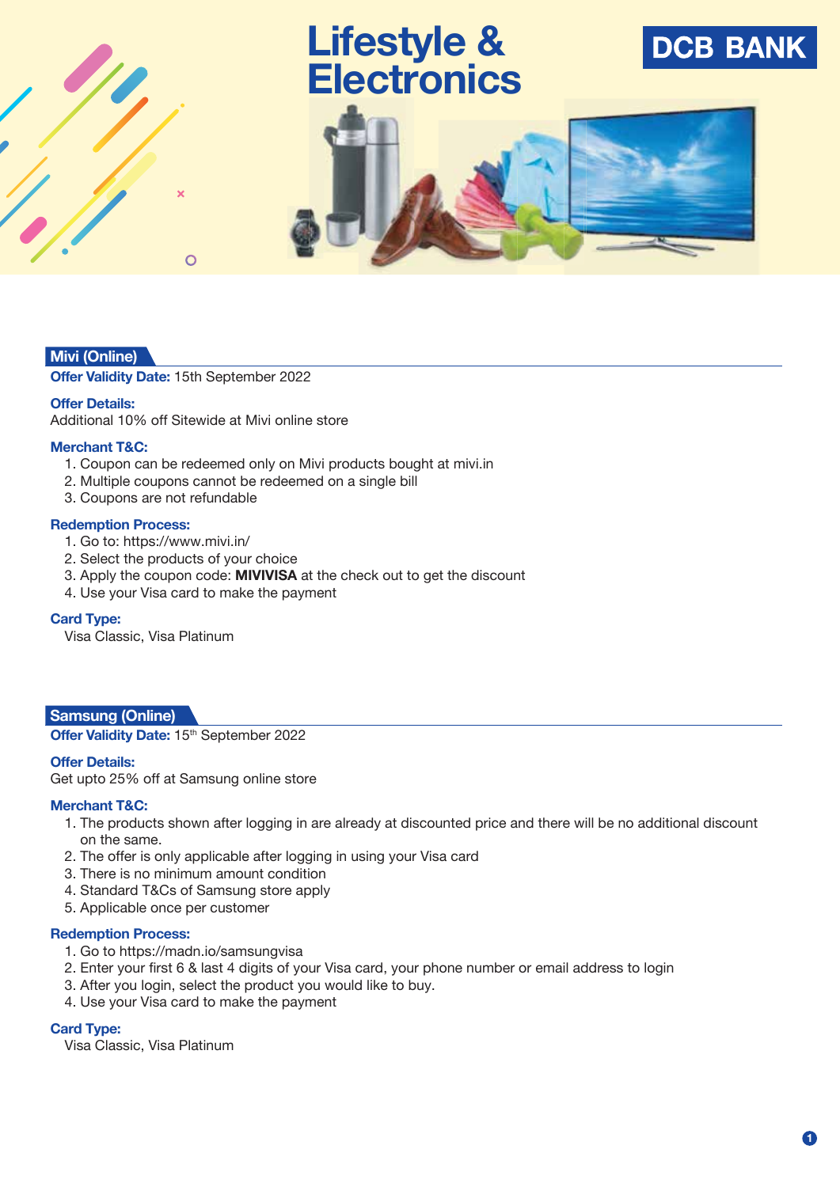# Lifestyle & Electronics

DCB BANK

## Mivi (Online)

**Offer Validity Date:** 15th September 2022

**Offer Details:**
Additional 10% off Sitewide at Mivi online store

**Merchant T&C:**

1. Coupon can be redeemed only on Mivi products bought at mivi.in
2. Multiple coupons cannot be redeemed on a single bill
3. Coupons are not refundable

**Redemption Process:**

1. Go to: https://www.mivi.in/
2. Select the products of your choice
3. Apply the coupon code: **MIVIVISA** at the check out to get the discount
4. Use your Visa card to make the payment

**Card Type:**
Visa Classic, Visa Platinum

## Samsung (Online)

**Offer Validity Date:** 15th September 2022

**Offer Details:**
Get upto 25% off at Samsung online store

**Merchant T&C:**

1. The products shown after logging in are already at discounted price and there will be no additional discount on the same.
2. The offer is only applicable after logging in using your Visa card
3. There is no minimum amount condition
4. Standard T&Cs of Samsung store apply
5. Applicable once per customer

**Redemption Process:**

1. Go to https://madn.io/samsungvisa
2. Enter your first 6 & last 4 digits of your Visa card, your phone number or email address to login
3. After you login, select the product you would like to buy.
4. Use your Visa card to make the payment

**Card Type:**
Visa Classic, Visa Platinum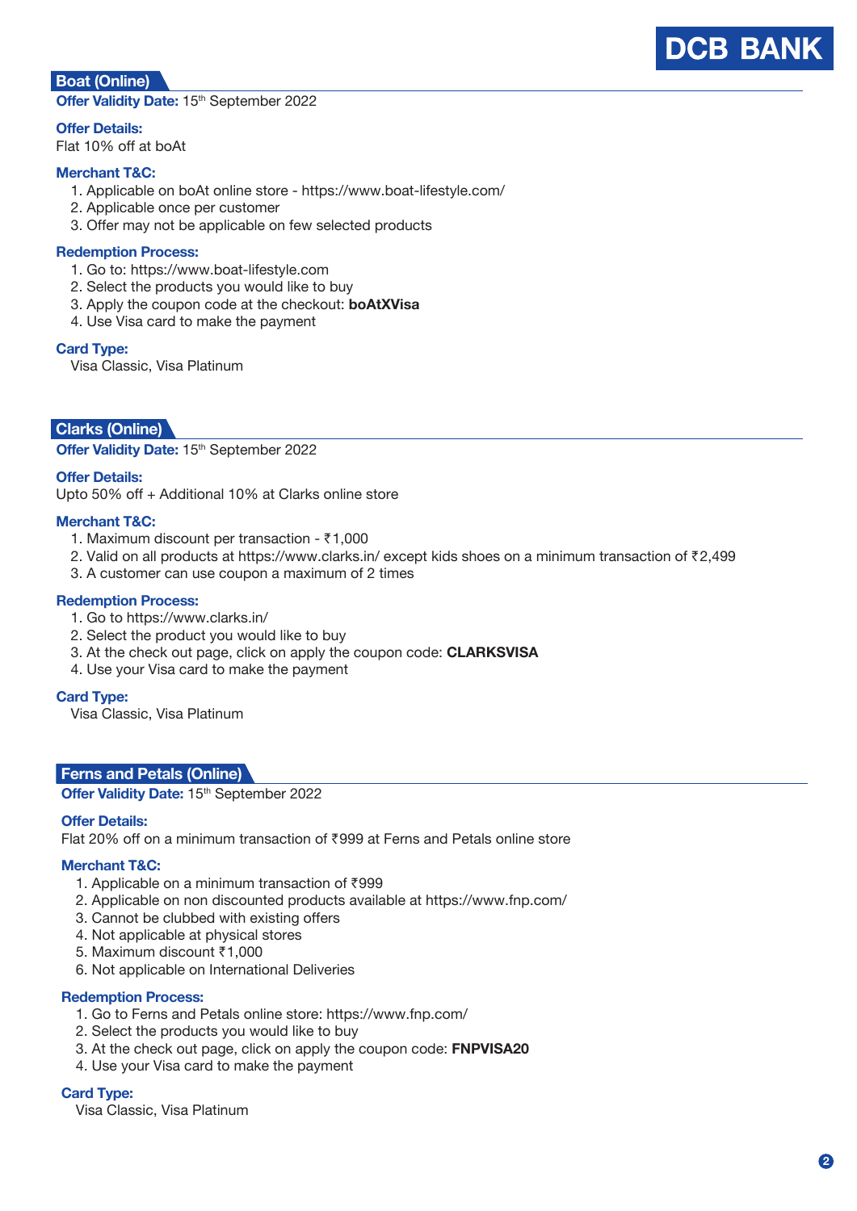## Boat (Online)

**Offer Validity Date:** 15th September 2022

**Offer Details:**
Flat 10% off at boAt

**Merchant T&C:**
1. Applicable on boAt online store - https://www.boat-lifestyle.com/
2. Applicable once per customer
3. Offer may not be applicable on few selected products

**Redemption Process:**
1. Go to: https://www.boat-lifestyle.com
2. Select the products you would like to buy
3. Apply the coupon code at the checkout: **boAtXVisa**
4. Use Visa card to make the payment

**Card Type:**
Visa Classic, Visa Platinum

## Clarks (Online)

**Offer Validity Date:** 15th September 2022

**Offer Details:**
Upto 50% off + Additional 10% at Clarks online store

**Merchant T&C:**
1. Maximum discount per transaction - ₹1,000
2. Valid on all products at https://www.clarks.in/ except kids shoes on a minimum transaction of ₹2,499
3. A customer can use coupon a maximum of 2 times

**Redemption Process:**
1. Go to https://www.clarks.in/
2. Select the product you would like to buy
3. At the check out page, click on apply the coupon code: **CLARKSVISA**
4. Use your Visa card to make the payment

**Card Type:**
Visa Classic, Visa Platinum

## Ferns and Petals (Online)

**Offer Validity Date:** 15th September 2022

**Offer Details:**
Flat 20% off on a minimum transaction of ₹999 at Ferns and Petals online store

**Merchant T&C:**
1. Applicable on a minimum transaction of ₹999
2. Applicable on non discounted products available at https://www.fnp.com/
3. Cannot be clubbed with existing offers
4. Not applicable at physical stores
5. Maximum discount ₹1,000
6. Not applicable on International Deliveries

**Redemption Process:**
1. Go to Ferns and Petals online store: https://www.fnp.com/
2. Select the products you would like to buy
3. At the check out page, click on apply the coupon code: **FNPVISA20**
4. Use your Visa card to make the payment

**Card Type:**
Visa Classic, Visa Platinum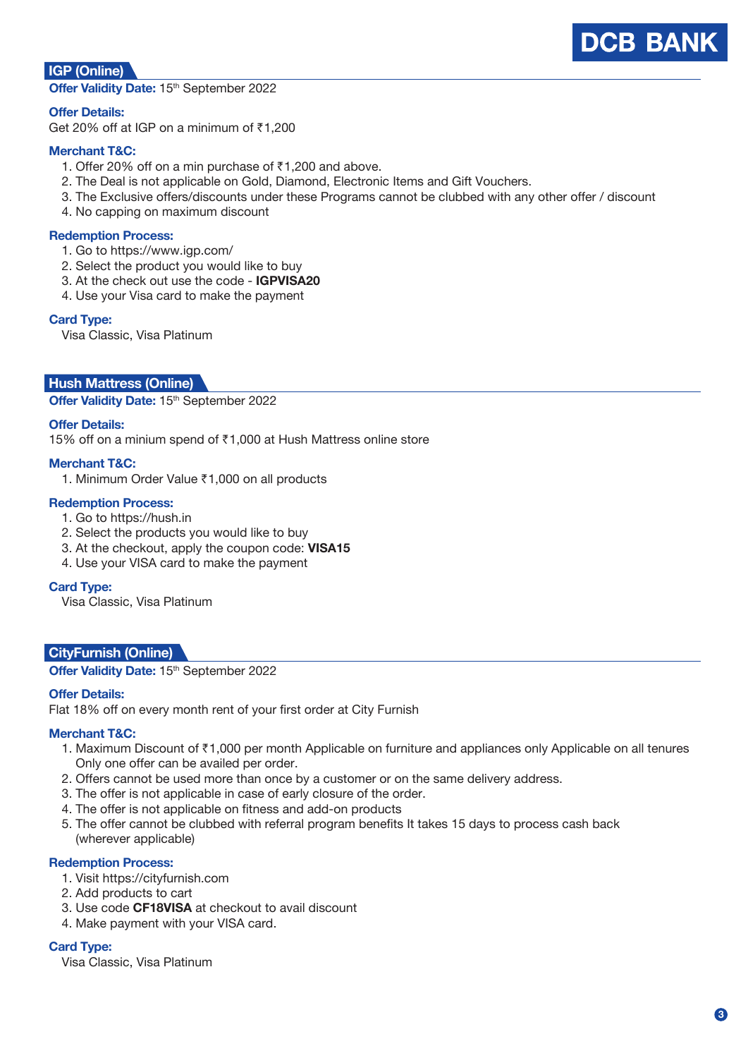## IGP (Online)

**Offer Validity Date:** 15th September 2022

**Offer Details:**

Get 20% off at IGP on a minimum of ₹1,200

**Merchant T&C:**

1. Offer 20% off on a min purchase of ₹1,200 and above.
2. The Deal is not applicable on Gold, Diamond, Electronic Items and Gift Vouchers.
3. The Exclusive offers/discounts under these Programs cannot be clubbed with any other offer / discount
4. No capping on maximum discount

**Redemption Process:**

1. Go to https://www.igp.com/
2. Select the product you would like to buy
3. At the check out use the code - **IGPVISA20**
4. Use your Visa card to make the payment

**Card Type:**

Visa Classic, Visa Platinum

## Hush Mattress (Online)

**Offer Validity Date:** 15th September 2022

**Offer Details:**

15% off on a minium spend of ₹1,000 at Hush Mattress online store

**Merchant T&C:**

1. Minimum Order Value ₹1,000 on all products

**Redemption Process:**

1. Go to https://hush.in
2. Select the products you would like to buy
3. At the checkout, apply the coupon code: **VISA15**
4. Use your VISA card to make the payment

**Card Type:**

Visa Classic, Visa Platinum

## CityFurnish (Online)

**Offer Validity Date:** 15th September 2022

**Offer Details:**

Flat 18% off on every month rent of your first order at City Furnish

**Merchant T&C:**

1. Maximum Discount of ₹1,000 per month Applicable on furniture and appliances only Applicable on all tenures Only one offer can be availed per order.
2. Offers cannot be used more than once by a customer or on the same delivery address.
3. The offer is not applicable in case of early closure of the order.
4. The offer is not applicable on fitness and add-on products
5. The offer cannot be clubbed with referral program benefits It takes 15 days to process cash back (wherever applicable)

**Redemption Process:**

1. Visit https://cityfurnish.com
2. Add products to cart
3. Use code **CF18VISA** at checkout to avail discount
4. Make payment with your VISA card.

**Card Type:**

Visa Classic, Visa Platinum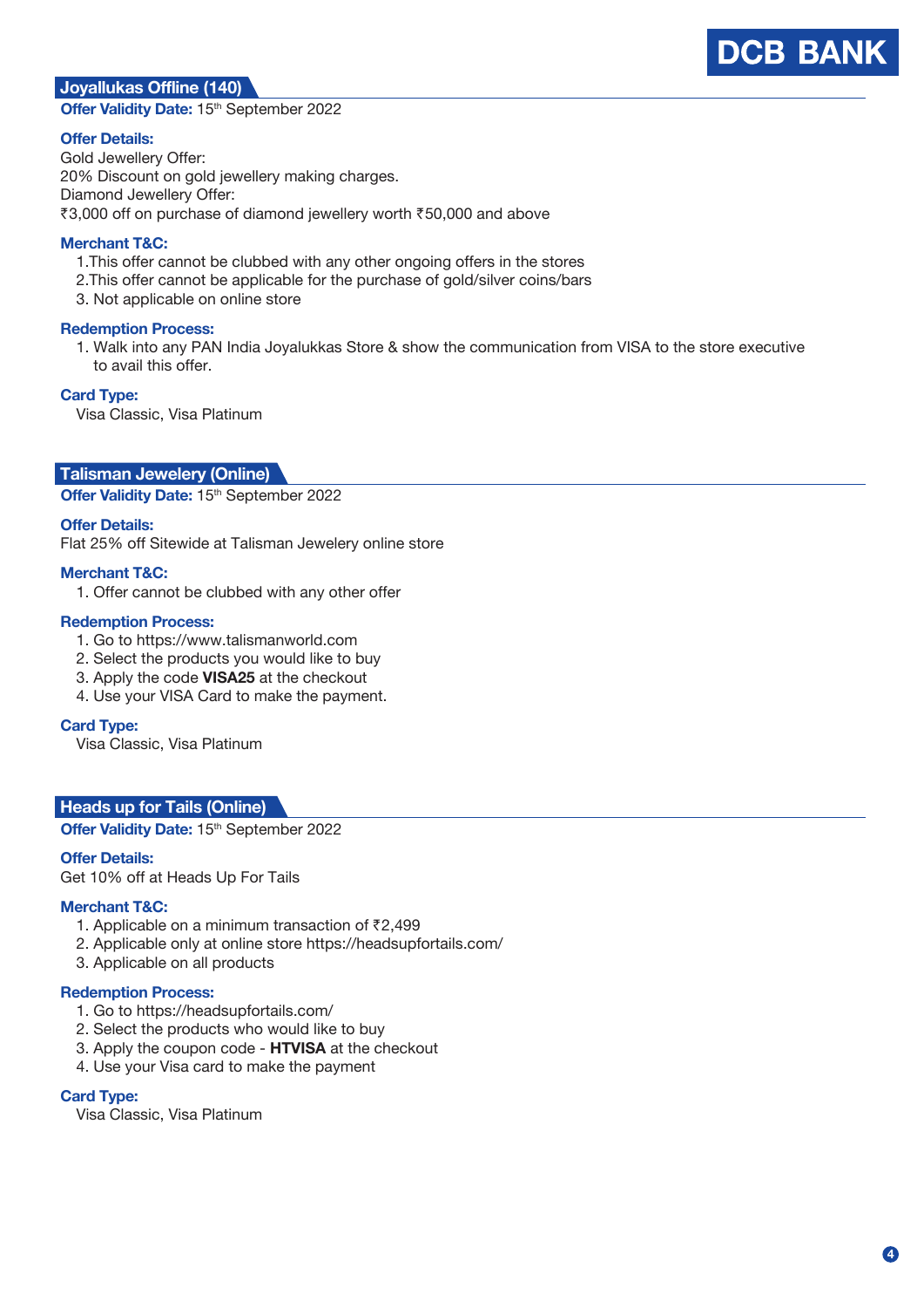## Joyallukas Offline (140)

**Offer Validity Date:** 15th September 2022

**Offer Details:**

Gold Jewellery Offer:
20% Discount on gold jewellery making charges.
Diamond Jewellery Offer:
₹3,000 off on purchase of diamond jewellery worth ₹50,000 and above

**Merchant T&C:**

1. This offer cannot be clubbed with any other ongoing offers in the stores
2. This offer cannot be applicable for the purchase of gold/silver coins/bars
3. Not applicable on online store

**Redemption Process:**

1. Walk into any PAN India Joyalukkas Store & show the communication from VISA to the store executive to avail this offer.

**Card Type:**

Visa Classic, Visa Platinum

## Talisman Jewelery (Online)

**Offer Validity Date:** 15th September 2022

**Offer Details:**

Flat 25% off Sitewide at Talisman Jewelery online store

**Merchant T&C:**

1. Offer cannot be clubbed with any other offer

**Redemption Process:**

1. Go to https://www.talismanworld.com
2. Select the products you would like to buy
3. Apply the code **VISA25** at the checkout
4. Use your VISA Card to make the payment.

**Card Type:**

Visa Classic, Visa Platinum

## Heads up for Tails (Online)

**Offer Validity Date:** 15th September 2022

**Offer Details:**

Get 10% off at Heads Up For Tails

**Merchant T&C:**

1. Applicable on a minimum transaction of ₹2,499
2. Applicable only at online store https://headsupfortails.com/
3. Applicable on all products

**Redemption Process:**

1. Go to https://headsupfortails.com/
2. Select the products who would like to buy
3. Apply the coupon code - **HTVISA** at the checkout
4. Use your Visa card to make the payment

**Card Type:**

Visa Classic, Visa Platinum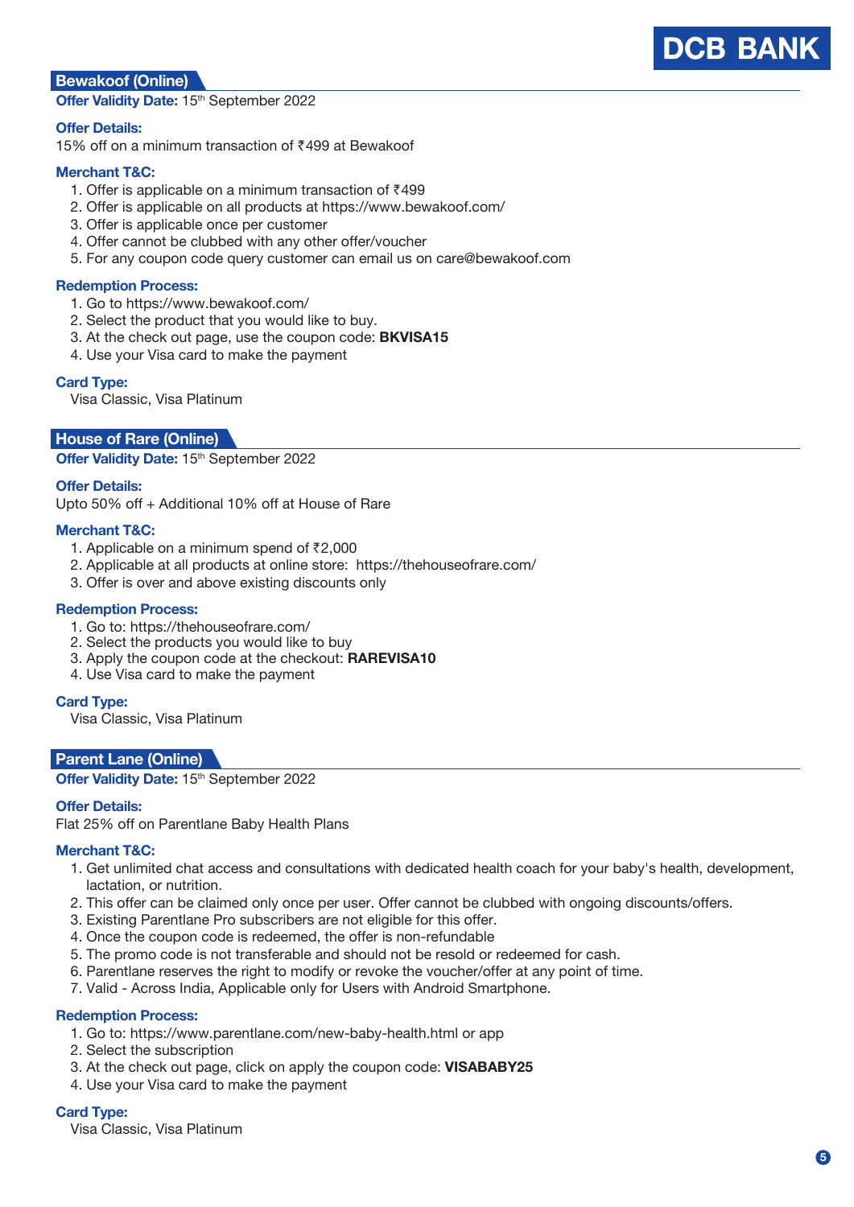## Bewakoof (Online)

**Offer Validity Date:** 15th September 2022

**Offer Details:**
15% off on a minimum transaction of ₹499 at Bewakoof

**Merchant T&C:**
1. Offer is applicable on a minimum transaction of ₹499
2. Offer is applicable on all products at https://www.bewakoof.com/
3. Offer is applicable once per customer
4. Offer cannot be clubbed with any other offer/voucher
5. For any coupon code query customer can email us on care@bewakoof.com

**Redemption Process:**
1. Go to https://www.bewakoof.com/
2. Select the product that you would like to buy.
3. At the check out page, use the coupon code: **BKVISA15**
4. Use your Visa card to make the payment

**Card Type:**
Visa Classic, Visa Platinum

## House of Rare (Online)

**Offer Validity Date:** 15th September 2022

**Offer Details:**
Upto 50% off + Additional 10% off at House of Rare

**Merchant T&C:**
1. Applicable on a minimum spend of ₹2,000
2. Applicable at all products at online store: https://thehouseofrare.com/
3. Offer is over and above existing discounts only

**Redemption Process:**
1. Go to: https://thehouseofrare.com/
2. Select the products you would like to buy
3. Apply the coupon code at the checkout: **RAREVISA10**
4. Use Visa card to make the payment

**Card Type:**
Visa Classic, Visa Platinum

## Parent Lane (Online)

**Offer Validity Date:** 15th September 2022

**Offer Details:**
Flat 25% off on Parentlane Baby Health Plans

**Merchant T&C:**
1. Get unlimited chat access and consultations with dedicated health coach for your baby's health, development, lactation, or nutrition.
2. This offer can be claimed only once per user. Offer cannot be clubbed with ongoing discounts/offers.
3. Existing Parentlane Pro subscribers are not eligible for this offer.
4. Once the coupon code is redeemed, the offer is non-refundable
5. The promo code is not transferable and should not be resold or redeemed for cash.
6. Parentlane reserves the right to modify or revoke the voucher/offer at any point of time.
7. Valid - Across India, Applicable only for Users with Android Smartphone.

**Redemption Process:**
1. Go to: https://www.parentlane.com/new-baby-health.html or app
2. Select the subscription
3. At the check out page, click on apply the coupon code: **VISABABY25**
4. Use your Visa card to make the payment

**Card Type:**
Visa Classic, Visa Platinum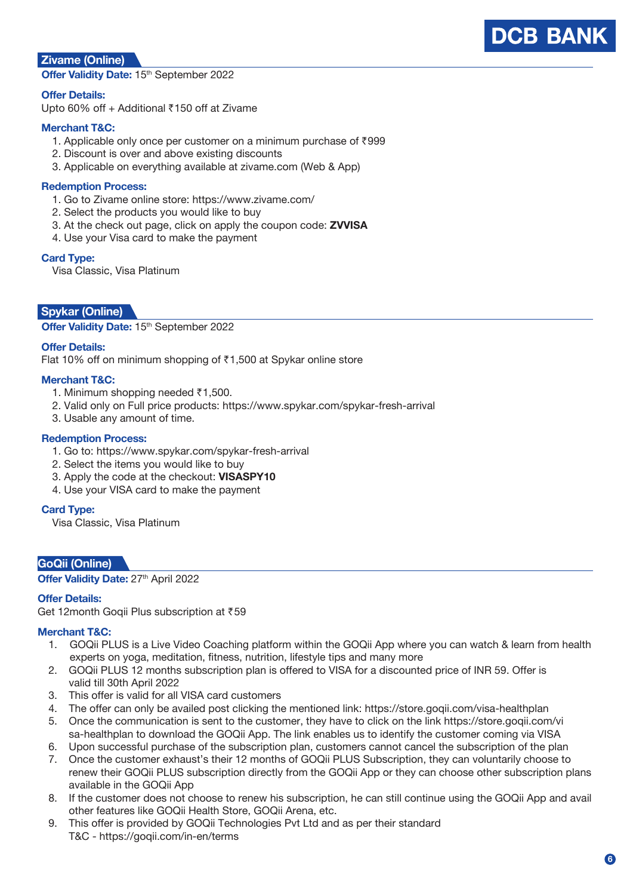## Zivame (Online)

**Offer Validity Date:** 15th September 2022

**Offer Details:**
Upto 60% off + Additional ₹150 off at Zivame

**Merchant T&C:**

1. Applicable only once per customer on a minimum purchase of ₹999
2. Discount is over and above existing discounts
3. Applicable on everything available at zivame.com (Web & App)

**Redemption Process:**

1. Go to Zivame online store: https://www.zivame.com/
2. Select the products you would like to buy
3. At the check out page, click on apply the coupon code: **ZVVISA**
4. Use your Visa card to make the payment

**Card Type:**
Visa Classic, Visa Platinum

## Spykar (Online)

**Offer Validity Date:** 15th September 2022

**Offer Details:**
Flat 10% off on minimum shopping of ₹1,500 at Spykar online store

**Merchant T&C:**

1. Minimum shopping needed ₹1,500.
2. Valid only on Full price products: https://www.spykar.com/spykar-fresh-arrival
3. Usable any amount of time.

**Redemption Process:**

1. Go to: https://www.spykar.com/spykar-fresh-arrival
2. Select the items you would like to buy
3. Apply the code at the checkout: **VISASPY10**
4. Use your VISA card to make the payment

**Card Type:**
Visa Classic, Visa Platinum

## GoQii (Online)

**Offer Validity Date:** 27th April 2022

**Offer Details:**
Get 12month Goqii Plus subscription at ₹59

**Merchant T&C:**

1. GOQii PLUS is a Live Video Coaching platform within the GOQii App where you can watch & learn from health experts on yoga, meditation, fitness, nutrition, lifestyle tips and many more
2. GOQii PLUS 12 months subscription plan is offered to VISA for a discounted price of INR 59. Offer is valid till 30th April 2022
3. This offer is valid for all VISA card customers
4. The offer can only be availed post clicking the mentioned link: https://store.goqii.com/visa-healthplan
5. Once the communication is sent to the customer, they have to click on the link https://store.goqii.com/visa-healthplan to download the GOQii App. The link enables us to identify the customer coming via VISA
6. Upon successful purchase of the subscription plan, customers cannot cancel the subscription of the plan
7. Once the customer exhaust's their 12 months of GOQii PLUS Subscription, they can voluntarily choose to renew their GOQii PLUS subscription directly from the GOQii App or they can choose other subscription plans available in the GOQii App
8. If the customer does not choose to renew his subscription, he can still continue using the GOQii App and avail other features like GOQii Health Store, GOQii Arena, etc.
9. This offer is provided by GOQii Technologies Pvt Ltd and as per their standard T&C - https://goqii.com/in-en/terms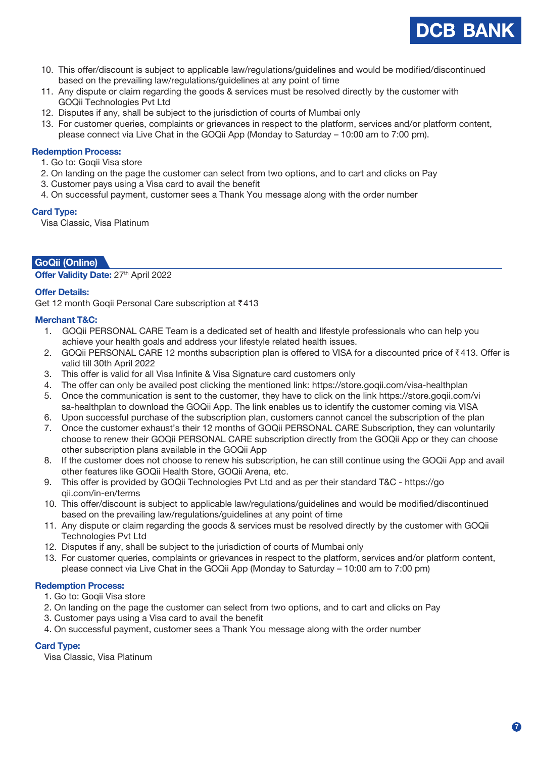10. This offer/discount is subject to applicable law/regulations/guidelines and would be modified/discontinued based on the prevailing law/regulations/guidelines at any point of time
11. Any dispute or claim regarding the goods & services must be resolved directly by the customer with GOQii Technologies Pvt Ltd
12. Disputes if any, shall be subject to the jurisdiction of courts of Mumbai only
13. For customer queries, complaints or grievances in respect to the platform, services and/or platform content, please connect via Live Chat in the GOQii App (Monday to Saturday – 10:00 am to 7:00 pm).

**Redemption Process:**

1. Go to: Goqii Visa store
2. On landing on the page the customer can select from two options, and to cart and clicks on Pay
3. Customer pays using a Visa card to avail the benefit
4. On successful payment, customer sees a Thank You message along with the order number

**Card Type:**

Visa Classic, Visa Platinum

## GoQii (Online)

**Offer Validity Date:** 27th April 2022

**Offer Details:**

Get 12 month Goqii Personal Care subscription at ₹413

**Merchant T&C:**

1. GOQii PERSONAL CARE Team is a dedicated set of health and lifestyle professionals who can help you achieve your health goals and address your lifestyle related health issues.
2. GOQii PERSONAL CARE 12 months subscription plan is offered to VISA for a discounted price of ₹413. Offer is valid till 30th April 2022
3. This offer is valid for all Visa Infinite & Visa Signature card customers only
4. The offer can only be availed post clicking the mentioned link: https://store.goqii.com/visa-healthplan
5. Once the communication is sent to the customer, they have to click on the link https://store.goqii.com/visa-healthplan to download the GOQii App. The link enables us to identify the customer coming via VISA
6. Upon successful purchase of the subscription plan, customers cannot cancel the subscription of the plan
7. Once the customer exhaust's their 12 months of GOQii PERSONAL CARE Subscription, they can voluntarily choose to renew their GOQii PERSONAL CARE subscription directly from the GOQii App or they can choose other subscription plans available in the GOQii App
8. If the customer does not choose to renew his subscription, he can still continue using the GOQii App and avail other features like GOQii Health Store, GOQii Arena, etc.
9. This offer is provided by GOQii Technologies Pvt Ltd and as per their standard T&C - https://goqii.com/in-en/terms
10. This offer/discount is subject to applicable law/regulations/guidelines and would be modified/discontinued based on the prevailing law/regulations/guidelines at any point of time
11. Any dispute or claim regarding the goods & services must be resolved directly by the customer with GOQii Technologies Pvt Ltd
12. Disputes if any, shall be subject to the jurisdiction of courts of Mumbai only
13. For customer queries, complaints or grievances in respect to the platform, services and/or platform content, please connect via Live Chat in the GOQii App (Monday to Saturday – 10:00 am to 7:00 pm)

**Redemption Process:**

1. Go to: Goqii Visa store
2. On landing on the page the customer can select from two options, and to cart and clicks on Pay
3. Customer pays using a Visa card to avail the benefit
4. On successful payment, customer sees a Thank You message along with the order number

**Card Type:**

Visa Classic, Visa Platinum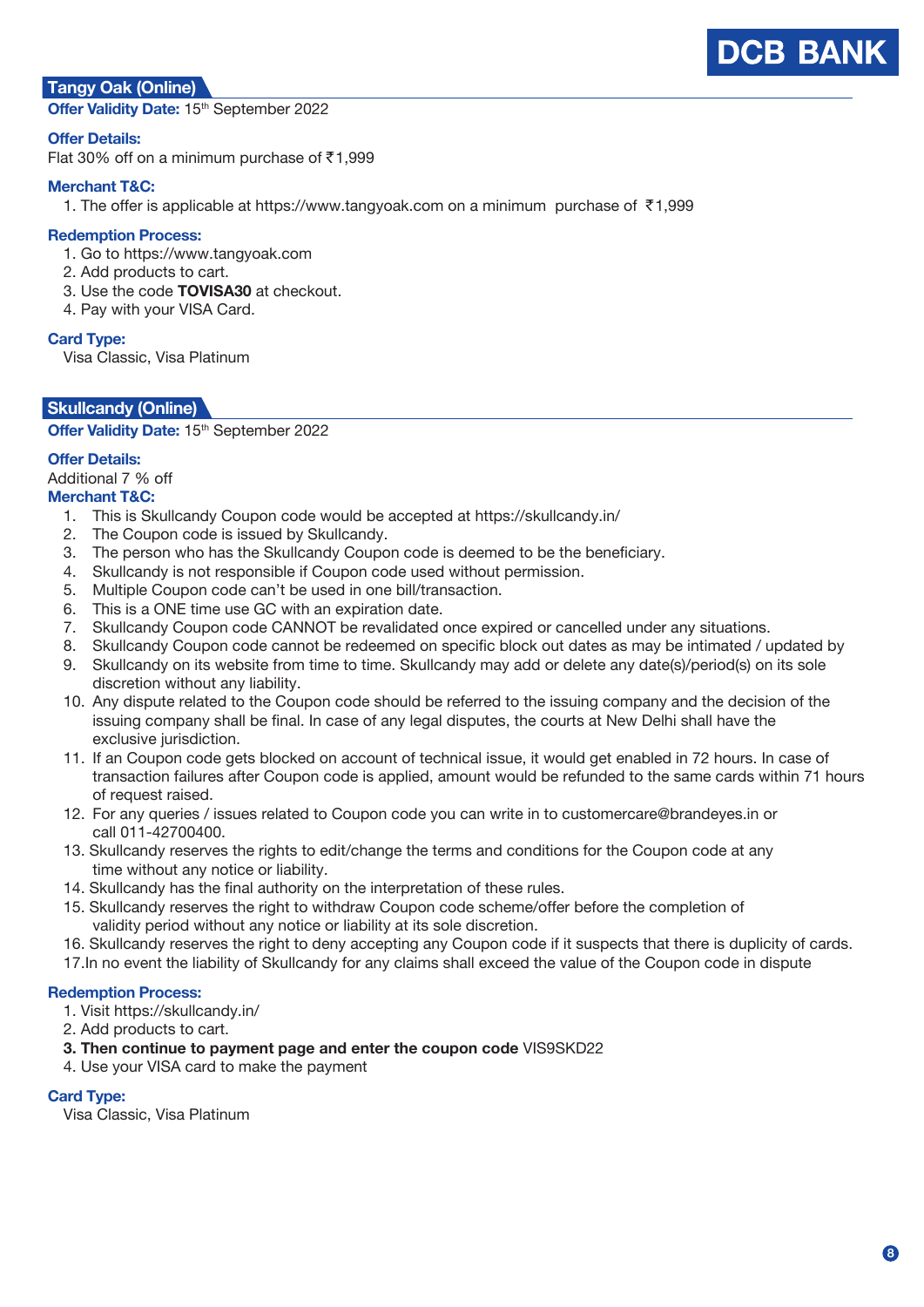## Tangy Oak (Online)

**Offer Validity Date:** 15th September 2022

**Offer Details:**

Flat 30% off on a minimum purchase of ₹1,999

**Merchant T&C:**

1. The offer is applicable at https://www.tangyoak.com on a minimum purchase of ₹1,999

**Redemption Process:**

1. Go to https://www.tangyoak.com
2. Add products to cart.
3. Use the code **TOVISA30** at checkout.
4. Pay with your VISA Card.

**Card Type:**

Visa Classic, Visa Platinum

## Skullcandy (Online)

**Offer Validity Date:** 15th September 2022

**Offer Details:**

Additional 7 % off

**Merchant T&C:**

1. This is Skullcandy Coupon code would be accepted at https://skullcandy.in/
2. The Coupon code is issued by Skullcandy.
3. The person who has the Skullcandy Coupon code is deemed to be the beneficiary.
4. Skullcandy is not responsible if Coupon code used without permission.
5. Multiple Coupon code can't be used in one bill/transaction.
6. This is a ONE time use GC with an expiration date.
7. Skullcandy Coupon code CANNOT be revalidated once expired or cancelled under any situations.
8. Skullcandy Coupon code cannot be redeemed on specific block out dates as may be intimated / updated by
9. Skullcandy on its website from time to time. Skullcandy may add or delete any date(s)/period(s) on its sole discretion without any liability.
10. Any dispute related to the Coupon code should be referred to the issuing company and the decision of the issuing company shall be final. In case of any legal disputes, the courts at New Delhi shall have the exclusive jurisdiction.
11. If an Coupon code gets blocked on account of technical issue, it would get enabled in 72 hours. In case of transaction failures after Coupon code is applied, amount would be refunded to the same cards within 71 hours of request raised.
12. For any queries / issues related to Coupon code you can write in to customercare@brandeyes.in or call 011-42700400.
13. Skullcandy reserves the rights to edit/change the terms and conditions for the Coupon code at any time without any notice or liability.
14. Skullcandy has the final authority on the interpretation of these rules.
15. Skullcandy reserves the right to withdraw Coupon code scheme/offer before the completion of validity period without any notice or liability at its sole discretion.
16. Skullcandy reserves the right to deny accepting any Coupon code if it suspects that there is duplicity of cards.
17. In no event the liability of Skullcandy for any claims shall exceed the value of the Coupon code in dispute

**Redemption Process:**

1. Visit https://skullcandy.in/
2. Add products to cart.
3. **Then continue to payment page and enter the coupon code** VIS9SKD22
4. Use your VISA card to make the payment

**Card Type:**

Visa Classic, Visa Platinum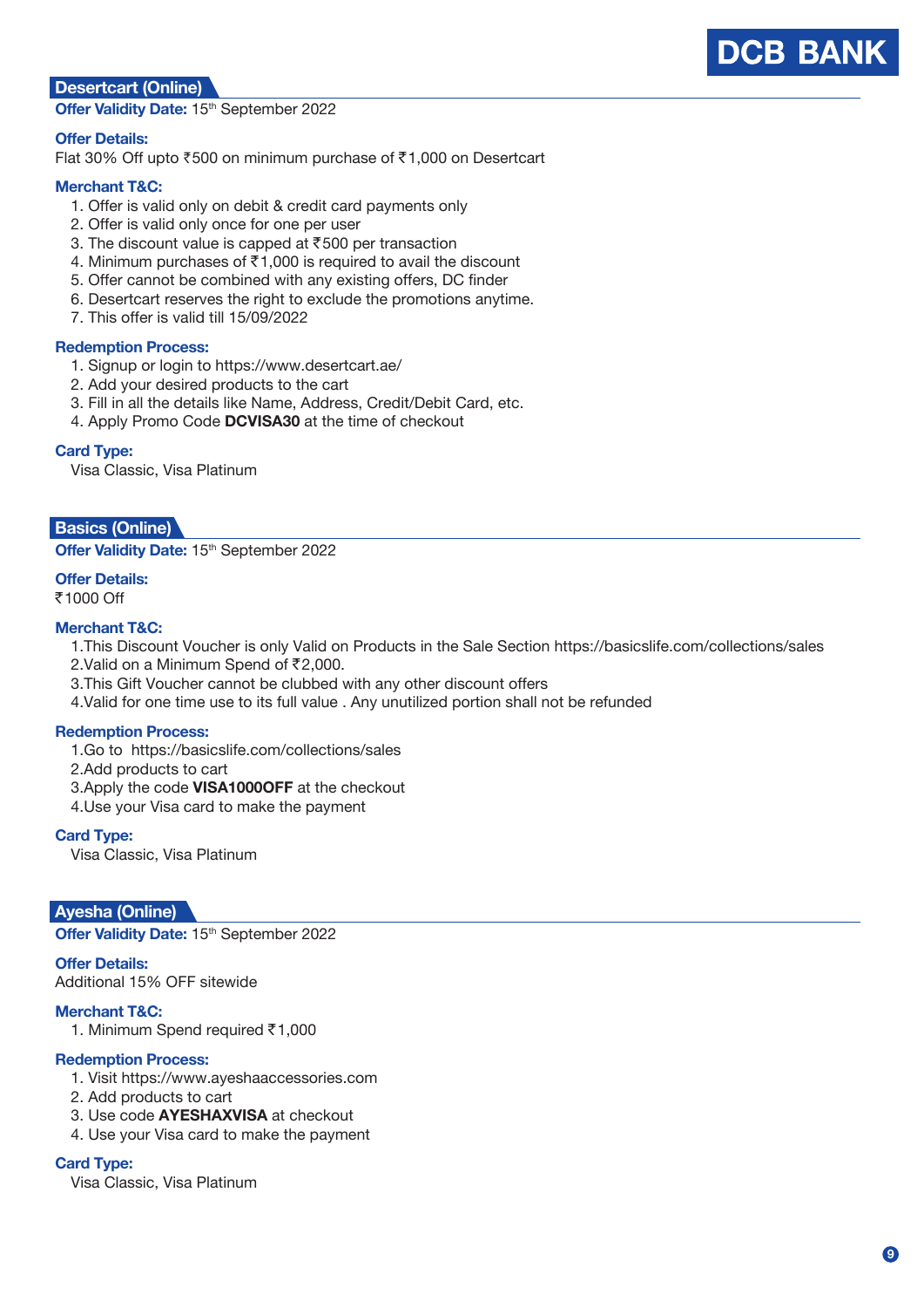## Desertcart (Online)

**Offer Validity Date:** 15th September 2022

**Offer Details:**

Flat 30% Off upto ₹500 on minimum purchase of ₹1,000 on Desertcart

**Merchant T&C:**

1. Offer is valid only on debit & credit card payments only
2. Offer is valid only once for one per user
3. The discount value is capped at ₹500 per transaction
4. Minimum purchases of ₹1,000 is required to avail the discount
5. Offer cannot be combined with any existing offers, DC finder
6. Desertcart reserves the right to exclude the promotions anytime.
7. This offer is valid till 15/09/2022

**Redemption Process:**

1. Signup or login to https://www.desertcart.ae/
2. Add your desired products to the cart
3. Fill in all the details like Name, Address, Credit/Debit Card, etc.
4. Apply Promo Code **DCVISA30** at the time of checkout

**Card Type:**

Visa Classic, Visa Platinum

## Basics (Online)

**Offer Validity Date:** 15th September 2022

**Offer Details:**

₹1000 Off

**Merchant T&C:**

1. This Discount Voucher is only Valid on Products in the Sale Section https://basicslife.com/collections/sales
2. Valid on a Minimum Spend of ₹2,000.
3. This Gift Voucher cannot be clubbed with any other discount offers
4. Valid for one time use to its full value . Any unutilized portion shall not be refunded

**Redemption Process:**

1. Go to https://basicslife.com/collections/sales
2. Add products to cart
3. Apply the code **VISA1000OFF** at the checkout
4. Use your Visa card to make the payment

**Card Type:**

Visa Classic, Visa Platinum

## Ayesha (Online)

**Offer Validity Date:** 15th September 2022

**Offer Details:**

Additional 15% OFF sitewide

**Merchant T&C:**

1. Minimum Spend required ₹1,000

**Redemption Process:**

1. Visit https://www.ayeshaaccessories.com
2. Add products to cart
3. Use code **AYESHAXVISA** at checkout
4. Use your Visa card to make the payment

**Card Type:**

Visa Classic, Visa Platinum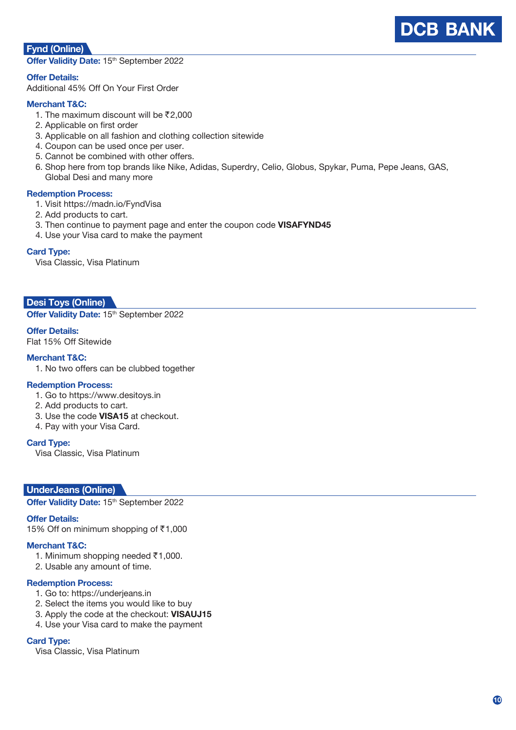## Fynd (Online)

**Offer Validity Date:** 15th September 2022

**Offer Details:**
Additional 45% Off On Your First Order

**Merchant T&C:**
1. The maximum discount will be ₹2,000
2. Applicable on first order
3. Applicable on all fashion and clothing collection sitewide
4. Coupon can be used once per user.
5. Cannot be combined with other offers.
6. Shop here from top brands like Nike, Adidas, Superdry, Celio, Globus, Spykar, Puma, Pepe Jeans, GAS, Global Desi and many more

**Redemption Process:**
1. Visit https://madn.io/FyndVisa
2. Add products to cart.
3. Then continue to payment page and enter the coupon code **VISAFYND45**
4. Use your Visa card to make the payment

**Card Type:**
Visa Classic, Visa Platinum

## Desi Toys (Online)

**Offer Validity Date:** 15th September 2022

**Offer Details:**
Flat 15% Off Sitewide

**Merchant T&C:**
1. No two offers can be clubbed together

**Redemption Process:**
1. Go to https://www.desitoys.in
2. Add products to cart.
3. Use the code **VISA15** at checkout.
4. Pay with your Visa Card.

**Card Type:**
Visa Classic, Visa Platinum

## UnderJeans (Online)

**Offer Validity Date:** 15th September 2022

**Offer Details:**
15% Off on minimum shopping of ₹1,000

**Merchant T&C:**
1. Minimum shopping needed ₹1,000.
2. Usable any amount of time.

**Redemption Process:**
1. Go to: https://underjeans.in
2. Select the items you would like to buy
3. Apply the code at the checkout: **VISAUJ15**
4. Use your Visa card to make the payment

**Card Type:**
Visa Classic, Visa Platinum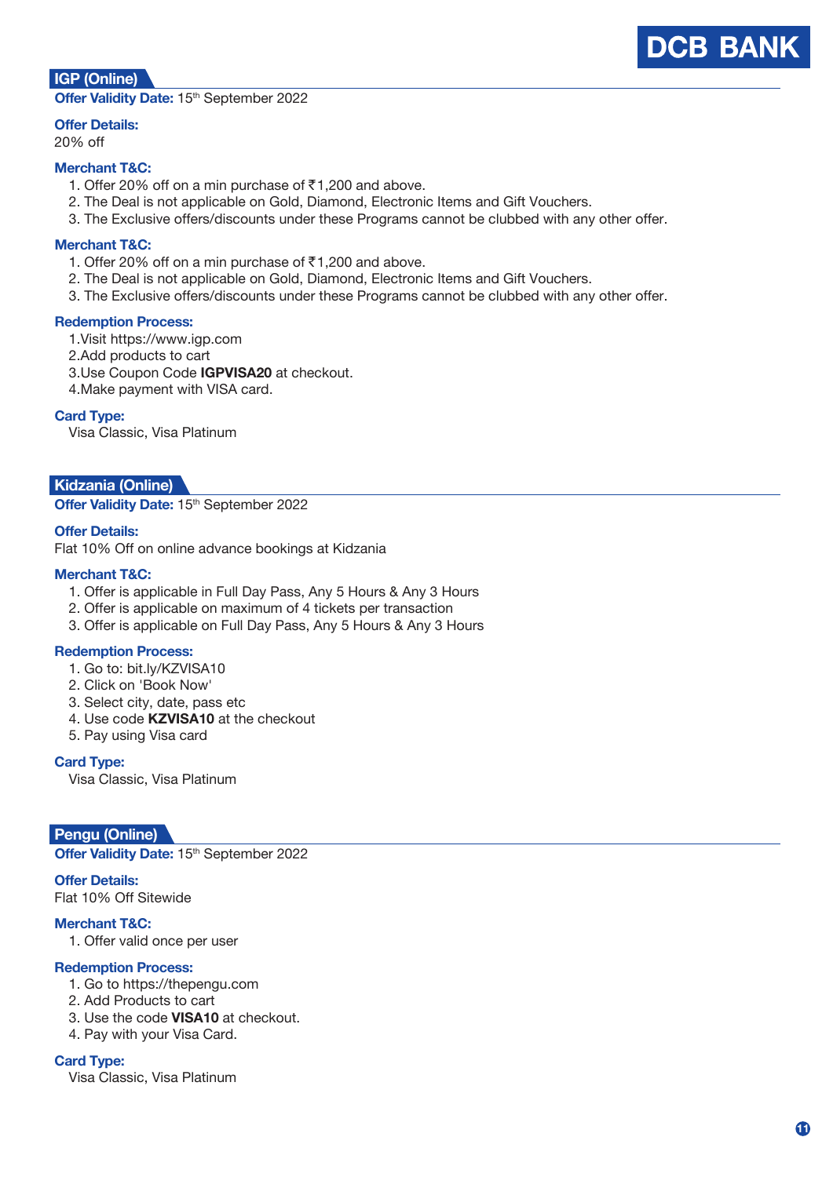## IGP (Online)

**Offer Validity Date:** 15th September 2022

**Offer Details:**
20% off

**Merchant T&C:**

1. Offer 20% off on a min purchase of ₹1,200 and above.
2. The Deal is not applicable on Gold, Diamond, Electronic Items and Gift Vouchers.
3. The Exclusive offers/discounts under these Programs cannot be clubbed with any other offer.

**Merchant T&C:**

1. Offer 20% off on a min purchase of ₹1,200 and above.
2. The Deal is not applicable on Gold, Diamond, Electronic Items and Gift Vouchers.
3. The Exclusive offers/discounts under these Programs cannot be clubbed with any other offer.

**Redemption Process:**

1. Visit https://www.igp.com
2. Add products to cart
3. Use Coupon Code **IGPVISA20** at checkout.
4. Make payment with VISA card.

**Card Type:**
Visa Classic, Visa Platinum

## Kidzania (Online)

**Offer Validity Date:** 15th September 2022

**Offer Details:**
Flat 10% Off on online advance bookings at Kidzania

**Merchant T&C:**

1. Offer is applicable in Full Day Pass, Any 5 Hours & Any 3 Hours
2. Offer is applicable on maximum of 4 tickets per transaction
3. Offer is applicable on Full Day Pass, Any 5 Hours & Any 3 Hours

**Redemption Process:**

1. Go to: bit.ly/KZVISA10
2. Click on 'Book Now'
3. Select city, date, pass etc
4. Use code **KZVISA10** at the checkout
5. Pay using Visa card

**Card Type:**
Visa Classic, Visa Platinum

## Pengu (Online)

**Offer Validity Date:** 15th September 2022

**Offer Details:**
Flat 10% Off Sitewide

**Merchant T&C:**

1. Offer valid once per user

**Redemption Process:**

1. Go to https://thepengu.com
2. Add Products to cart
3. Use the code **VISA10** at checkout.
4. Pay with your Visa Card.

**Card Type:**
Visa Classic, Visa Platinum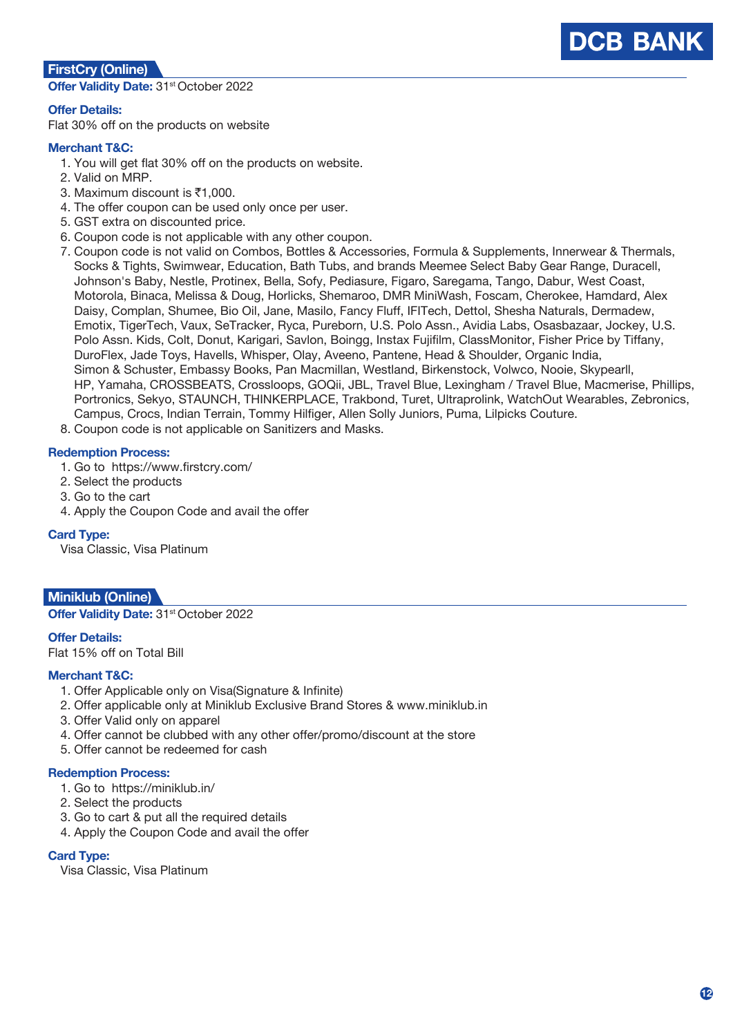## FirstCry (Online)

**Offer Validity Date:** 31st October 2022

**Offer Details:**
Flat 30% off on the products on website

**Merchant T&C:**

1. You will get flat 30% off on the products on website.
2. Valid on MRP.
3. Maximum discount is ₹1,000.
4. The offer coupon can be used only once per user.
5. GST extra on discounted price.
6. Coupon code is not applicable with any other coupon.
7. Coupon code is not valid on Combos, Bottles & Accessories, Formula & Supplements, Innerwear & Thermals, Socks & Tights, Swimwear, Education, Bath Tubs, and brands Meemee Select Baby Gear Range, Duracell, Johnson's Baby, Nestle, Protinex, Bella, Sofy, Pediasure, Figaro, Saregama, Tango, Dabur, West Coast, Motorola, Binaca, Melissa & Doug, Horlicks, Shemaroo, DMR MiniWash, Foscam, Cherokee, Hamdard, Alex Daisy, Complan, Shumee, Bio Oil, Jane, Masilo, Fancy Fluff, IFITech, Dettol, Shesha Naturals, Dermadew, Emotix, TigerTech, Vaux, SeTracker, Ryca, Pureborn, U.S. Polo Assn., Avidia Labs, Osasbazaar, Jockey, U.S. Polo Assn. Kids, Colt, Donut, Karigari, Savlon, Boingg, Instax Fujifilm, ClassMonitor, Fisher Price by Tiffany, DuroFlex, Jade Toys, Havells, Whisper, Olay, Aveeno, Pantene, Head & Shoulder, Organic India, Simon & Schuster, Embassy Books, Pan Macmillan, Westland, Birkenstock, Volwco, Nooie, Skypearll, HP, Yamaha, CROSSBEATS, Crossloops, GOQii, JBL, Travel Blue, Lexingham / Travel Blue, Macmerise, Phillips, Portronics, Sekyo, STAUNCH, THINKERPLACE, Trakbond, Turet, Ultraprolink, WatchOut Wearables, Zebronics, Campus, Crocs, Indian Terrain, Tommy Hilfiger, Allen Solly Juniors, Puma, Lilpicks Couture.
8. Coupon code is not applicable on Sanitizers and Masks.

**Redemption Process:**

1. Go to https://www.firstcry.com/
2. Select the products
3. Go to the cart
4. Apply the Coupon Code and avail the offer

**Card Type:**
Visa Classic, Visa Platinum

## Miniklub (Online)

**Offer Validity Date:** 31st October 2022

**Offer Details:**
Flat 15% off on Total Bill

**Merchant T&C:**

1. Offer Applicable only on Visa(Signature & Infinite)
2. Offer applicable only at Miniklub Exclusive Brand Stores & www.miniklub.in
3. Offer Valid only on apparel
4. Offer cannot be clubbed with any other offer/promo/discount at the store
5. Offer cannot be redeemed for cash

**Redemption Process:**

1. Go to https://miniklub.in/
2. Select the products
3. Go to cart & put all the required details
4. Apply the Coupon Code and avail the offer

**Card Type:**
Visa Classic, Visa Platinum